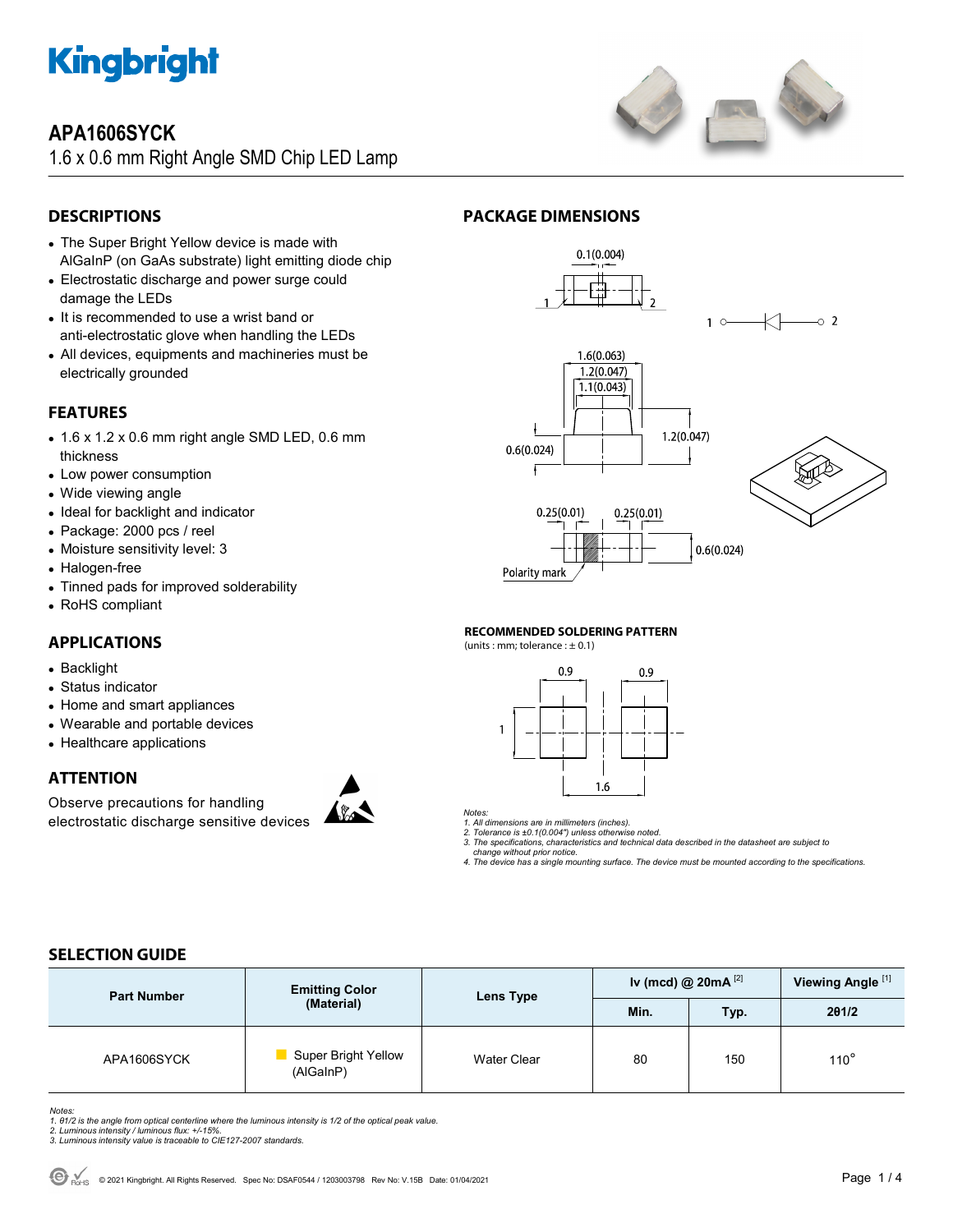# APA1606SYCK

1.6 x 0.6 mm Right Angle SMD Chip LED Lamp

## DESCRIPTIONS

- The Super Bright Yellow device is made with AlGaInP (on GaAs substrate) light emitting diode chip
- Electrostatic discharge and power surge could damage the LEDs
- It is recommended to use a wrist band or anti-electrostatic glove when handling the LEDs
- All devices, equipments and machineries must be electrically grounded

## FEATURES

- 1.6 x 1.2 x 0.6 mm right angle SMD LED, 0.6 mm thickness
- Low power consumption
- Wide viewing angle
- Ideal for backlight and indicator
- Package: 2000 pcs / reel
- Moisture sensitivity level: 3
- Halogen-free
- Tinned pads for improved solderability
- RoHS compliant

## APPLICATIONS

- Backlight
- Status indicator
- Home and smart appliances
- Wearable and portable devices
- Healthcare applications

## ATTENTION

Observe precautions for handling electrostatic discharge sensitive devices

## PACKAGE DIMENSIONS

0.1(0.004)

1.6(0.063)
1.2(0.047)
1.1(0.043)
0.6(0.024)
1.2(0.047)
0.25(0.01)
0.25(0.01)
0.6(0.024)
Polarity mark

### RECOMMENDED SOLDERING PATTERN

(units : mm; tolerance : ± 0.1)

0.9 0.9 1 1.6

*Notes:*
*1. All dimensions are in millimeters (inches).*
*2. Tolerance is ±0.1(0.004") unless otherwise noted.*
*3. The specifications, characteristics and technical data described in the datasheet are subject to change without prior notice.*
*4. The device has a single mounting surface. The device must be mounted according to the specifications.*

## SELECTION GUIDE

| Part Number | Emitting Color (Material) | Lens Type | Iv (mcd) @ 20mA [2] | | Viewing Angle [1] |
|---|---|---|---|---|---|
| | | | Min. | Typ. | 2θ1/2 |
| APA1606SYCK | Super Bright Yellow (AlGaInP) | Water Clear | 80 | 150 | 110° |

*Notes:*
*1. θ1/2 is the angle from optical centerline where the luminous intensity is 1/2 of the optical peak value.*
*2. Luminous intensity / luminous flux: +/-15%.*
*3. Luminous intensity value is traceable to CIE127-2007 standards.*

© 2021 Kingbright. All Rights Reserved. Spec No: DSAF0544 / 1203003798 Rev No: V.15B Date: 01/04/2021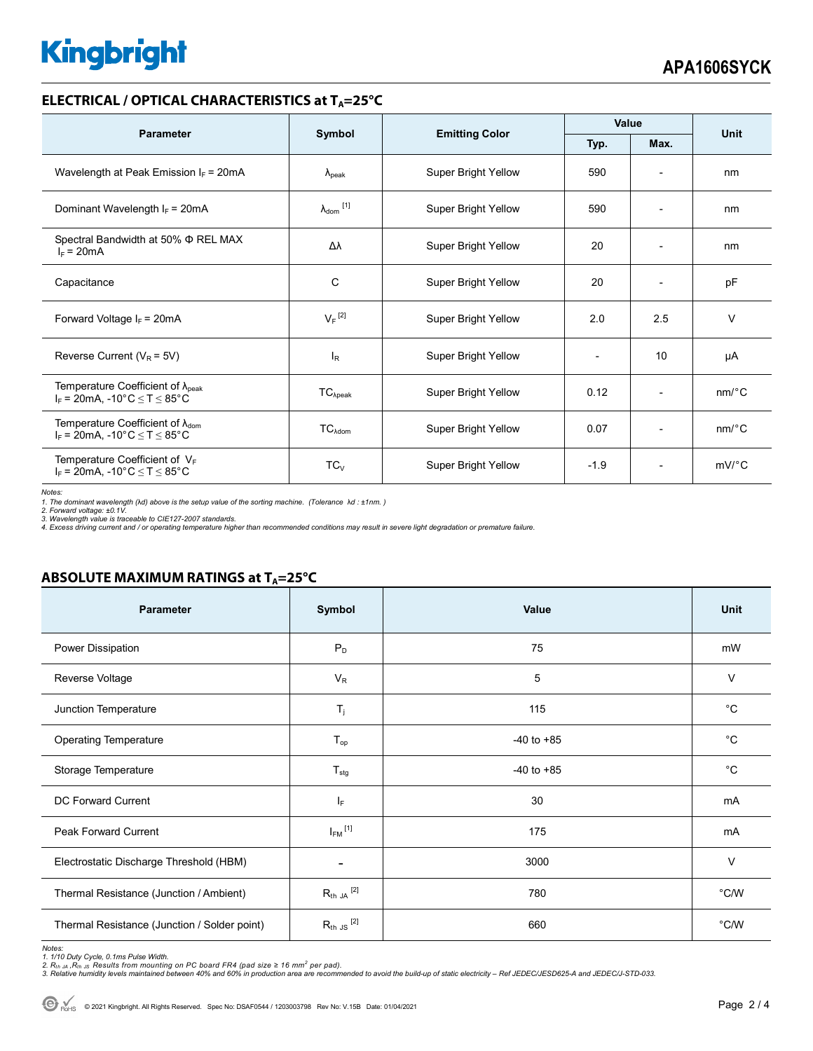## ELECTRICAL / OPTICAL CHARACTERISTICS at $T_A$=25°C

| Parameter | Symbol | Emitting Color | Value | | Unit |
|---|---|---|---|---|---|
| | | | Typ. | Max. | |
| Wavelength at Peak Emission $I_F$ = 20mA | $\lambda_{peak}$ | Super Bright Yellow | 590 | - | nm |
| Dominant Wavelength $I_F$ = 20mA | $\lambda_{dom}$ [1] | Super Bright Yellow | 590 | - | nm |
| Spectral Bandwidth at 50% Φ REL MAX $I_F$ = 20mA | Δλ | Super Bright Yellow | 20 | - | nm |
| Capacitance | C | Super Bright Yellow | 20 | - | pF |
| Forward Voltage $I_F$ = 20mA | $V_F$ [2] | Super Bright Yellow | 2.0 | 2.5 | V |
| Reverse Current ($V_R$ = 5V) | $I_R$ | Super Bright Yellow | - | 10 | µA |
| Temperature Coefficient of $\lambda_{peak}$ $I_F$ = 20mA, -10°C ≤ T ≤ 85°C | $TC_{\lambda peak}$ | Super Bright Yellow | 0.12 | - | nm/°C |
| Temperature Coefficient of $\lambda_{dom}$ $I_F$ = 20mA, -10°C ≤ T ≤ 85°C | $TC_{\lambda dom}$ | Super Bright Yellow | 0.07 | - | nm/°C |
| Temperature Coefficient of $V_F$ $I_F$ = 20mA, -10°C ≤ T ≤ 85°C | $TC_V$ | Super Bright Yellow | -1.9 | - | mV/°C |

*Notes:*
*1. The dominant wavelength (λd) above is the setup value of the sorting machine. (Tolerance λd : ±1nm. )*
*2. Forward voltage: ±0.1V.*
*3. Wavelength value is traceable to CIE127-2007 standards.*
*4. Excess driving current and / or operating temperature higher than recommended conditions may result in severe light degradation or premature failure.*

## ABSOLUTE MAXIMUM RATINGS at $T_A$=25°C

| Parameter | Symbol | Value | Unit |
|---|---|---|---|
| Power Dissipation | $P_D$ | 75 | mW |
| Reverse Voltage | $V_R$ | 5 | V |
| Junction Temperature | $T_j$ | 115 | °C |
| Operating Temperature | $T_{op}$ | -40 to +85 | °C |
| Storage Temperature | $T_{stg}$ | -40 to +85 | °C |
| DC Forward Current | $I_F$ | 30 | mA |
| Peak Forward Current | $I_{FM}$ [1] | 175 | mA |
| Electrostatic Discharge Threshold (HBM) | - | 3000 | V |
| Thermal Resistance (Junction / Ambient) | $R_{th\ JA}$ [2] | 780 | °C/W |
| Thermal Resistance (Junction / Solder point) | $R_{th\ JS}$ [2] | 660 | °C/W |

*Notes:*
*1. 1/10 Duty Cycle, 0.1ms Pulse Width.*
*2. $R_{th\ JA}$ ,$R_{th\ JS}$ Results from mounting on PC board FR4 (pad size ≥ 16 $mm^2$ per pad).*
*3. Relative humidity levels maintained between 40% and 60% in production area are recommended to avoid the build-up of static electricity – Ref JEDEC/JESD625-A and JEDEC/J-STD-033.*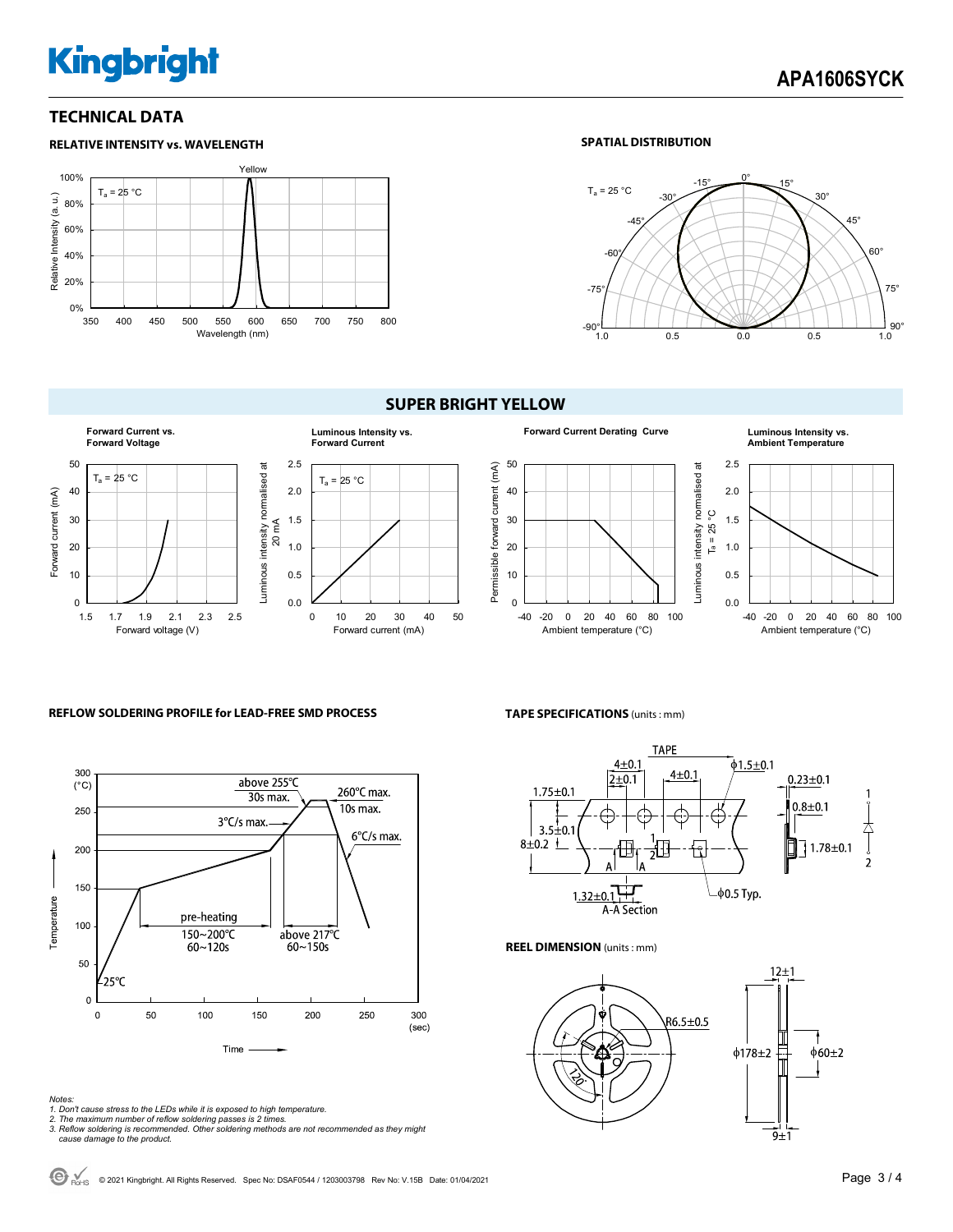## TECHNICAL DATA

### RELATIVE INTENSITY vs. WAVELENGTH

$T_a$ = 25 °C

Yellow

Relative Intensity (a. u.)

Wavelength (nm)

### SPATIAL DISTRIBUTION

$T_a$ = 25 °C

## SUPER BRIGHT YELLOW

**Forward Current vs. Forward Voltage**

$T_a$ = 25 °C

Forward current (mA)

Forward voltage (V)

**Luminous Intensity vs. Forward Current**

$T_a$ = 25 °C

Luminous intensity normalised at 20 mA

Forward current (mA)

**Forward Current Derating Curve**

Permissible forward current (mA)

Ambient temperature (°C)

**Luminous Intensity vs. Ambient Temperature**

Luminous intensity normalised at $T_a$ = 25 °C

Ambient temperature (°C)

### REFLOW SOLDERING PROFILE for LEAD-FREE SMD PROCESS

Temperature (°C)

Time (sec)

- above 255℃ 30s max.
- 260℃ max. 10s max.
- 3℃/s max.
- 6℃/s max.
- pre-heating 150~200℃ 60~120s
- above 217℃ 60~150s
- 25℃

*Notes:*
*1. Don't cause stress to the LEDs while it is exposed to high temperature.*
*2. The maximum number of reflow soldering passes is 2 times.*
*3. Reflow soldering is recommended. Other soldering methods are not recommended as they might cause damage to the product.*

### TAPE SPECIFICATIONS (units : mm)

TAPE: 4±0.1, 2±0.1, 4±0.1, ϕ1.5±0.1, 1.75±0.1, 3.5±0.1, 8±0.2, 0.23±0.1, 0.8±0.1, 1.78±0.1, 1.32±0.1, ϕ0.5 Typ., A-A Section

### REEL DIMENSION (units : mm)

R6.5±0.5, 12±1, ϕ178±2, ϕ60±2, 9±1, 120°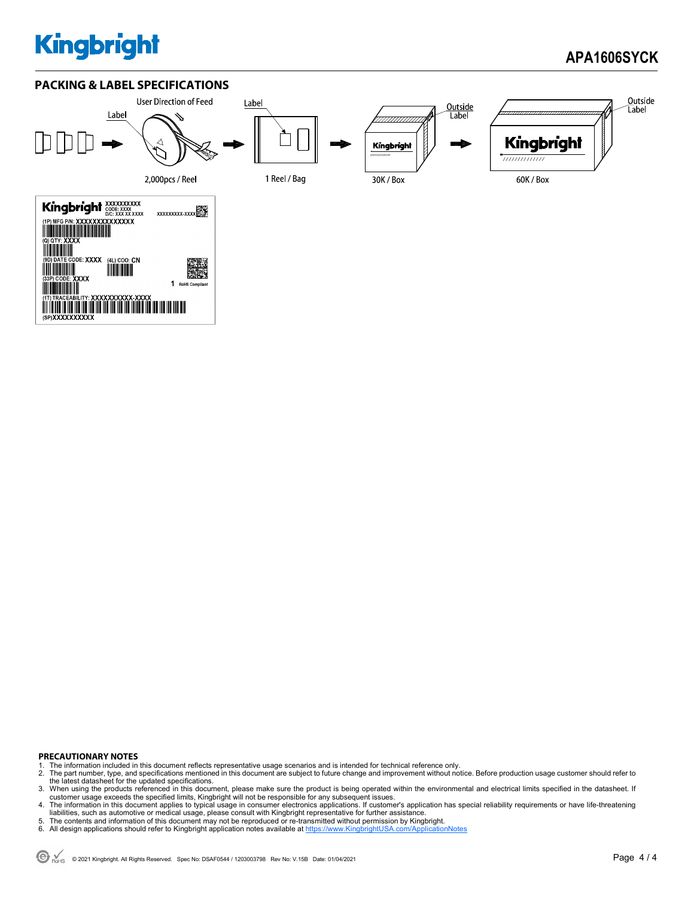## PACKING & LABEL SPECIFICATIONS

User Direction of Feed

Label

Label

Outside Label

Outside Label

2,000pcs / Reel

1 Reel / Bag

30K / Box

60K / Box

Kingbright XXXXXXXXXX
CODE: XXXX
D/C: XXX XX XXXX
XXXXXXXXX-XXXX

(1P) MFG P/N: XXXXXXXXXXXXXX

(Q) QTY: XXXX

(9D) DATE CODE: XXXX (4L) COO: CN

(33P) CODE: XXXX

1 RoHS Compliant

(1T) TRACEABILITY: XXXXXXXXXX-XXXX

(SP)XXXXXXXXXX

### PRECAUTIONARY NOTES

1. The information included in this document reflects representative usage scenarios and is intended for technical reference only.
2. The part number, type, and specifications mentioned in this document are subject to future change and improvement without notice. Before production usage customer should refer to the latest datasheet for the updated specifications.
3. When using the products referenced in this document, please make sure the product is being operated within the environmental and electrical limits specified in the datasheet. If customer usage exceeds the specified limits, Kingbright will not be responsible for any subsequent issues.
4. The information in this document applies to typical usage in consumer electronics applications. If customer's application has special reliability requirements or have life-threatening liabilities, such as automotive or medical usage, please consult with Kingbright representative for further assistance.
5. The contents and information of this document may not be reproduced or re-transmitted without permission by Kingbright.
6. All design applications should refer to Kingbright application notes available at https://www.KingbrightUSA.com/ApplicationNotes

© 2021 Kingbright. All Rights Reserved. Spec No: DSAF0544 / 1203003798 Rev No: V.15B Date: 01/04/2021